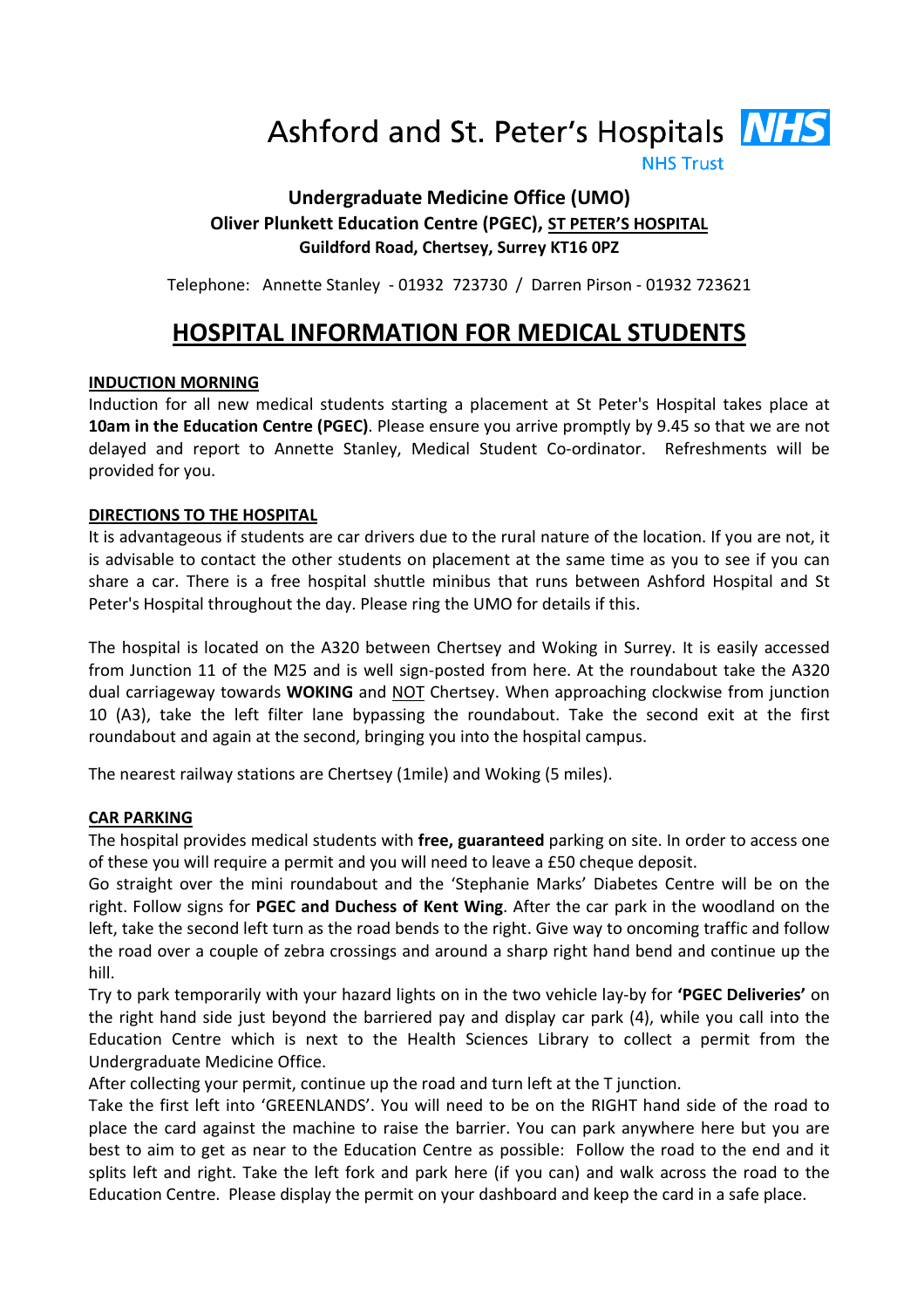Ashford and St. Peter's Hospitals **NHS**
NHS Trust

**Undergraduate Medicine Office (UMO)**
**Oliver Plunkett Education Centre (PGEC), ST PETER'S HOSPITAL**
**Guildford Road, Chertsey, Surrey KT16 0PZ**

Telephone: Annette Stanley - 01932 723730 / Darren Pirson - 01932 723621

# HOSPITAL INFORMATION FOR MEDICAL STUDENTS

## INDUCTION MORNING

Induction for all new medical students starting a placement at St Peter's Hospital takes place at **10am in the Education Centre (PGEC)**. Please ensure you arrive promptly by 9.45 so that we are not delayed and report to Annette Stanley, Medical Student Co-ordinator. Refreshments will be provided for you.

## DIRECTIONS TO THE HOSPITAL

It is advantageous if students are car drivers due to the rural nature of the location. If you are not, it is advisable to contact the other students on placement at the same time as you to see if you can share a car. There is a free hospital shuttle minibus that runs between Ashford Hospital and St Peter's Hospital throughout the day. Please ring the UMO for details if this.

The hospital is located on the A320 between Chertsey and Woking in Surrey. It is easily accessed from Junction 11 of the M25 and is well sign-posted from here. At the roundabout take the A320 dual carriageway towards **WOKING** and NOT Chertsey. When approaching clockwise from junction 10 (A3), take the left filter lane bypassing the roundabout. Take the second exit at the first roundabout and again at the second, bringing you into the hospital campus.

The nearest railway stations are Chertsey (1mile) and Woking (5 miles).

## CAR PARKING

The hospital provides medical students with **free, guaranteed** parking on site. In order to access one of these you will require a permit and you will need to leave a £50 cheque deposit.

Go straight over the mini roundabout and the 'Stephanie Marks' Diabetes Centre will be on the right. Follow signs for **PGEC and Duchess of Kent Wing**. After the car park in the woodland on the left, take the second left turn as the road bends to the right. Give way to oncoming traffic and follow the road over a couple of zebra crossings and around a sharp right hand bend and continue up the hill.

Try to park temporarily with your hazard lights on in the two vehicle lay-by for **'PGEC Deliveries'** on the right hand side just beyond the barriered pay and display car park (4), while you call into the Education Centre which is next to the Health Sciences Library to collect a permit from the Undergraduate Medicine Office.

After collecting your permit, continue up the road and turn left at the T junction.

Take the first left into 'GREENLANDS'. You will need to be on the RIGHT hand side of the road to place the card against the machine to raise the barrier. You can park anywhere here but you are best to aim to get as near to the Education Centre as possible: Follow the road to the end and it splits left and right. Take the left fork and park here (if you can) and walk across the road to the Education Centre. Please display the permit on your dashboard and keep the card in a safe place.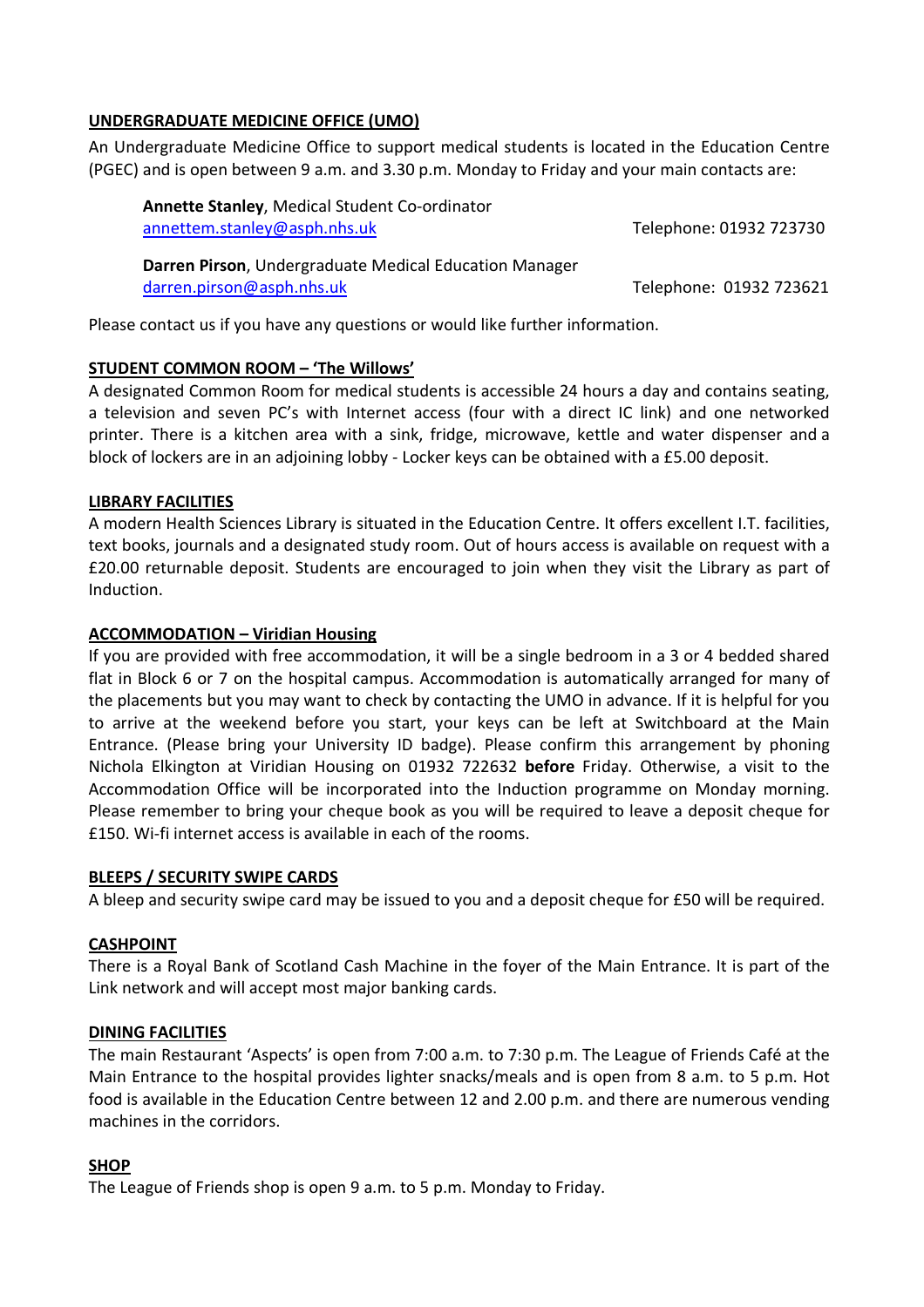## UNDERGRADUATE MEDICINE OFFICE (UMO)

An Undergraduate Medicine Office to support medical students is located in the Education Centre (PGEC) and is open between 9 a.m. and 3.30 p.m. Monday to Friday and your main contacts are:

**Annette Stanley**, Medical Student Co-ordinator
annettem.stanley@asph.nhs.uk Telephone: 01932 723730

**Darren Pirson**, Undergraduate Medical Education Manager
darren.pirson@asph.nhs.uk Telephone: 01932 723621

Please contact us if you have any questions or would like further information.

## STUDENT COMMON ROOM – 'The Willows'

A designated Common Room for medical students is accessible 24 hours a day and contains seating, a television and seven PC's with Internet access (four with a direct IC link) and one networked printer. There is a kitchen area with a sink, fridge, microwave, kettle and water dispenser and a block of lockers are in an adjoining lobby - Locker keys can be obtained with a £5.00 deposit.

## LIBRARY FACILITIES

A modern Health Sciences Library is situated in the Education Centre. It offers excellent I.T. facilities, text books, journals and a designated study room. Out of hours access is available on request with a £20.00 returnable deposit. Students are encouraged to join when they visit the Library as part of Induction.

## ACCOMMODATION – Viridian Housing

If you are provided with free accommodation, it will be a single bedroom in a 3 or 4 bedded shared flat in Block 6 or 7 on the hospital campus. Accommodation is automatically arranged for many of the placements but you may want to check by contacting the UMO in advance. If it is helpful for you to arrive at the weekend before you start, your keys can be left at Switchboard at the Main Entrance. (Please bring your University ID badge). Please confirm this arrangement by phoning Nichola Elkington at Viridian Housing on 01932 722632 **before** Friday. Otherwise, a visit to the Accommodation Office will be incorporated into the Induction programme on Monday morning. Please remember to bring your cheque book as you will be required to leave a deposit cheque for £150. Wi-fi internet access is available in each of the rooms.

## BLEEPS / SECURITY SWIPE CARDS

A bleep and security swipe card may be issued to you and a deposit cheque for £50 will be required.

## CASHPOINT

There is a Royal Bank of Scotland Cash Machine in the foyer of the Main Entrance. It is part of the Link network and will accept most major banking cards.

## DINING FACILITIES

The main Restaurant 'Aspects' is open from 7:00 a.m. to 7:30 p.m. The League of Friends Café at the Main Entrance to the hospital provides lighter snacks/meals and is open from 8 a.m. to 5 p.m. Hot food is available in the Education Centre between 12 and 2.00 p.m. and there are numerous vending machines in the corridors.

## SHOP

The League of Friends shop is open 9 a.m. to 5 p.m. Monday to Friday.